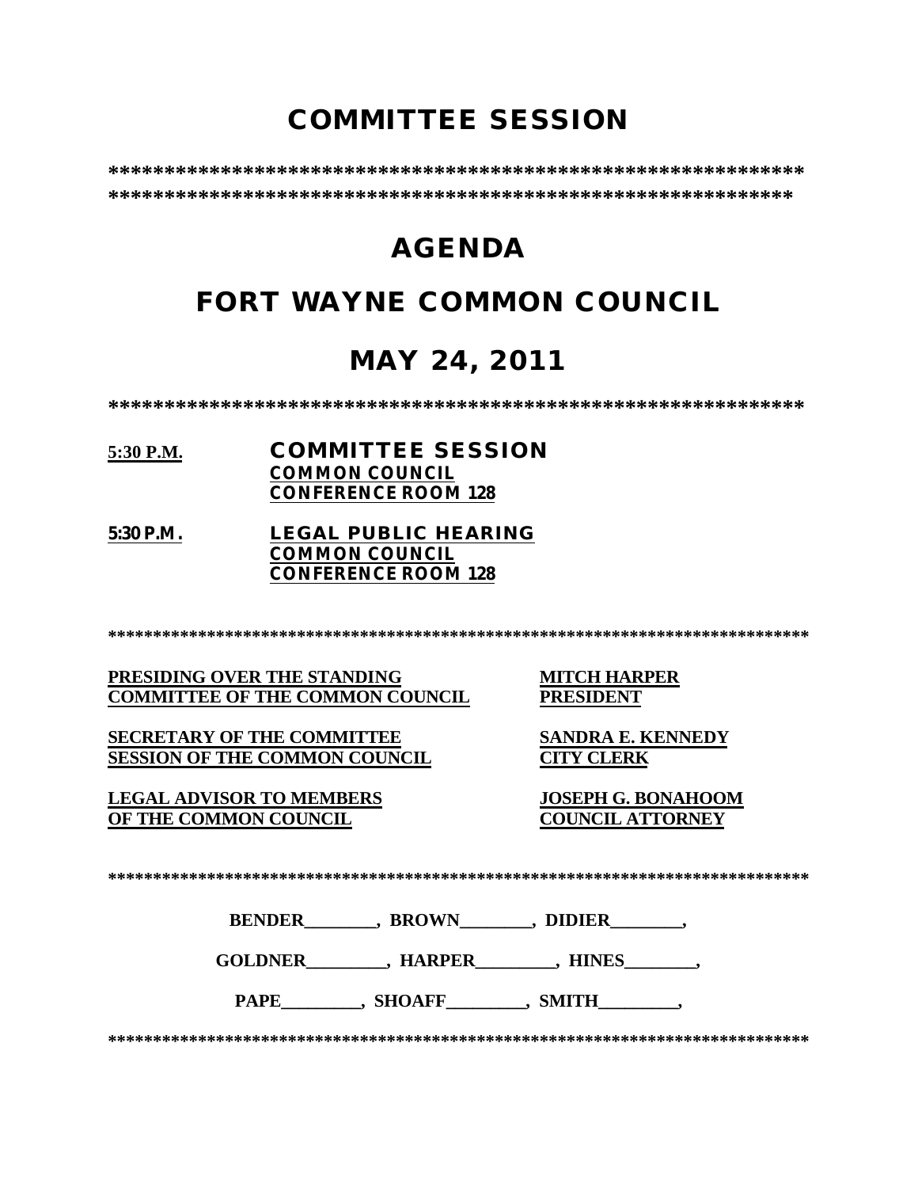# COMMITTEE SESSION

**************************************************************
**************************************************************

# AGENDA

# FORT WAYNE COMMON COUNCIL

# MAY 24, 2011

**************************************************************

**<u>5:30 P.M.</u>** **COMMITTEE SESSION**
**<u>COMMON COUNCIL</u>**
**<u>CONFERENCE ROOM 128</u>**

**<u>5:30 P.M.</u>** **<u>LEGAL PUBLIC HEARING</u>**
**<u>COMMON COUNCIL</u>**
**<u>CONFERENCE ROOM 128</u>**

******************************************************************************

| | |
|---|---|
| **<u>PRESIDING OVER THE STANDING COMMITTEE OF THE COMMON COUNCIL</u>** | **<u>MITCH HARPER PRESIDENT</u>** |
| **<u>SECRETARY OF THE COMMITTEE SESSION OF THE COMMON COUNCIL</u>** | **<u>SANDRA E. KENNEDY CITY CLERK</u>** |
| **<u>LEGAL ADVISOR TO MEMBERS OF THE COMMON COUNCIL</u>** | **<u>JOSEPH G. BONAHOOM COUNCIL ATTORNEY</u>** |

******************************************************************************

**BENDER________, BROWN________, DIDIER________,**

**GOLDNER_________, HARPER_________, HINES________,**

**PAPE_________, SHOAFF_________, SMITH_________,**

******************************************************************************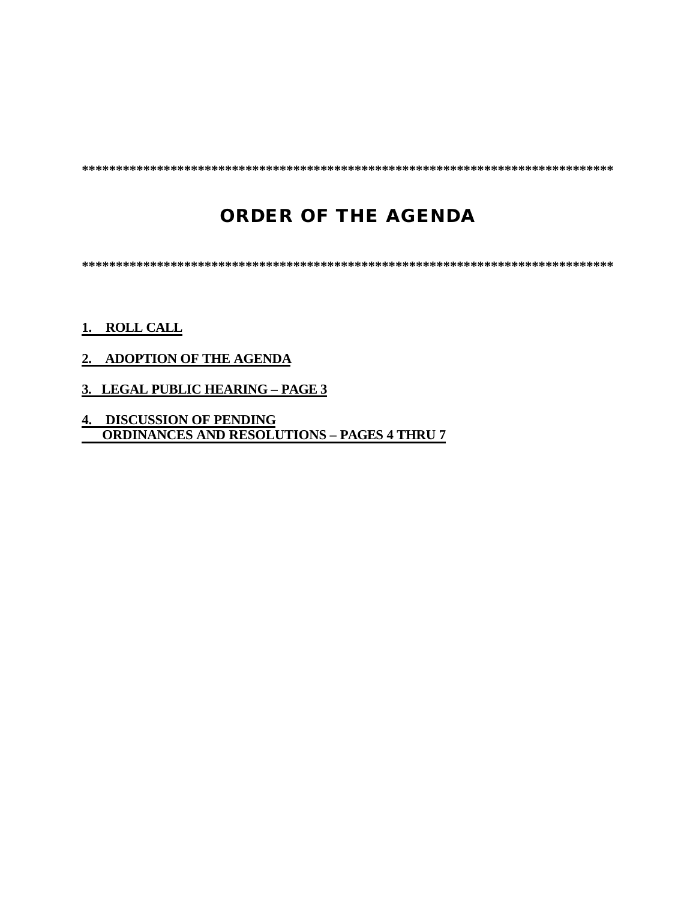*********************************************************************************

# ORDER OF THE AGENDA

*********************************************************************************

**1. ROLL CALL**

**2. ADOPTION OF THE AGENDA**

**3. LEGAL PUBLIC HEARING – PAGE 3**

**4. DISCUSSION OF PENDING ORDINANCES AND RESOLUTIONS – PAGES 4 THRU 7**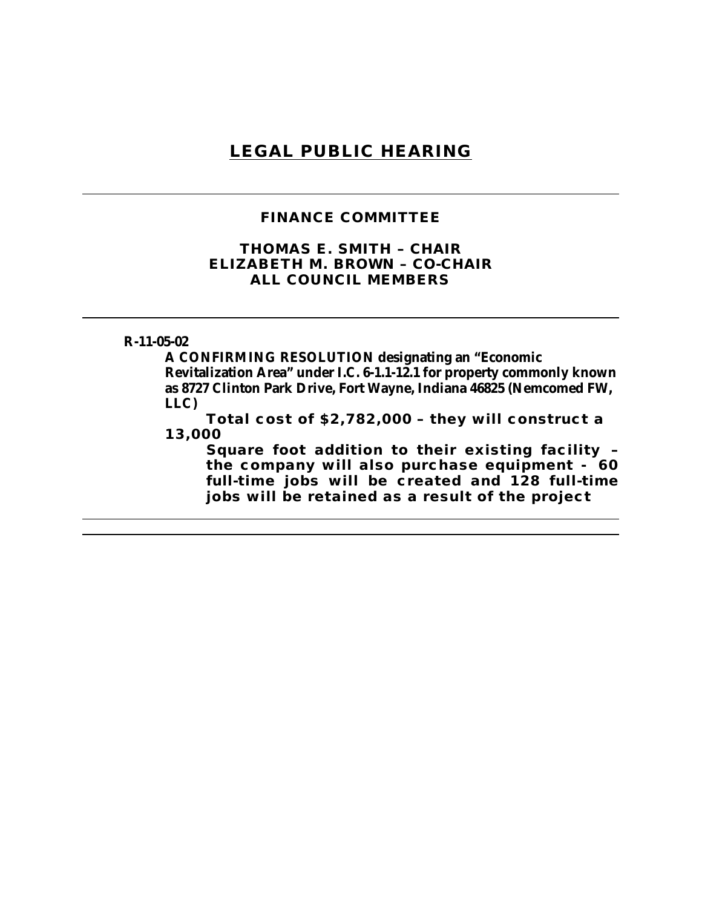# LEGAL PUBLIC HEARING

---

**FINANCE COMMITTEE**

**THOMAS E. SMITH – CHAIR**
**ELIZABETH M. BROWN – CO-CHAIR**
**ALL COUNCIL MEMBERS**

---

**R-11-05-02**

**A CONFIRMING RESOLUTION designating an "Economic Revitalization Area" under I.C. 6-1.1-12.1 for property commonly known as 8727 Clinton Park Drive, Fort Wayne, Indiana 46825 (Nemcomed FW, LLC)**

**Total cost of $2,782,000 – they will construct a 13,000 Square foot addition to their existing facility – the company will also purchase equipment - 60 full-time jobs will be created and 128 full-time jobs will be retained as a result of the project**

---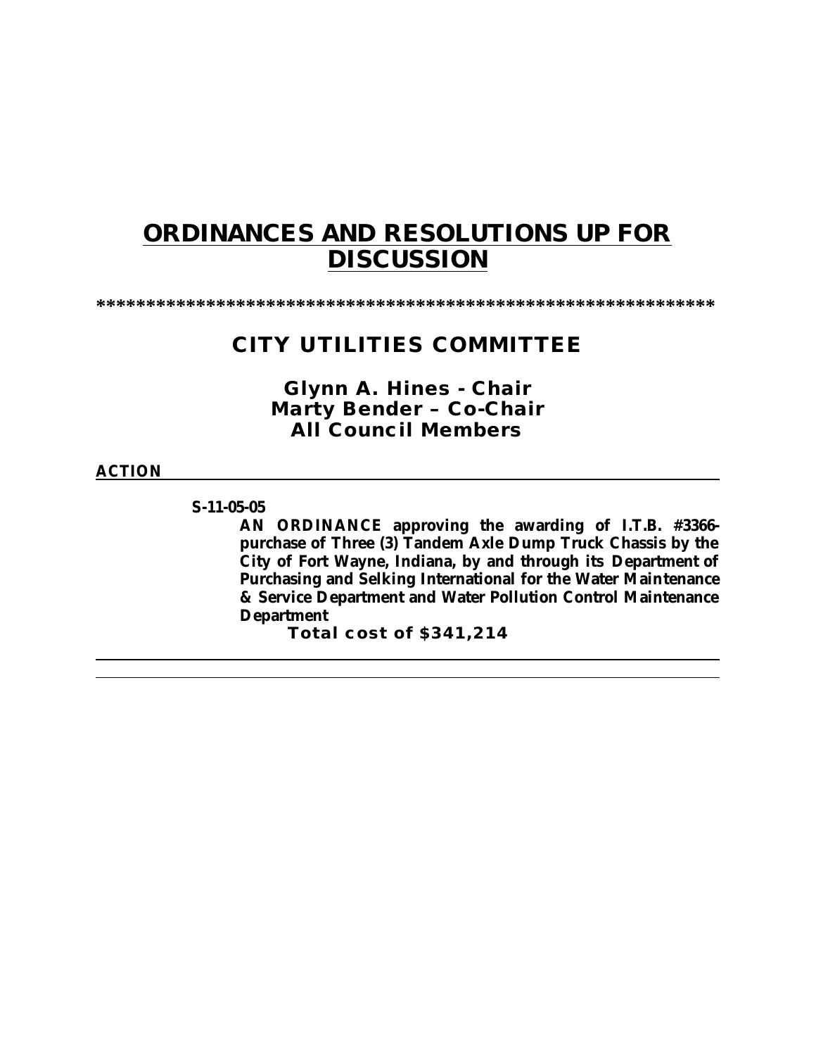# ORDINANCES AND RESOLUTIONS UP FOR DISCUSSION

******************************************************************

## CITY UTILITIES COMMITTEE

### Glynn A. Hines - Chair
### Marty Bender – Co-Chair
### All Council Members

**ACTION**

---

**S-11-05-05**

**AN ORDINANCE approving the awarding of I.T.B. #3366-purchase of Three (3) Tandem Axle Dump Truck Chassis by the City of Fort Wayne, Indiana, by and through its Department of Purchasing and Selking International for the Water Maintenance & Service Department and Water Pollution Control Maintenance Department**

**Total cost of $341,214**

---

---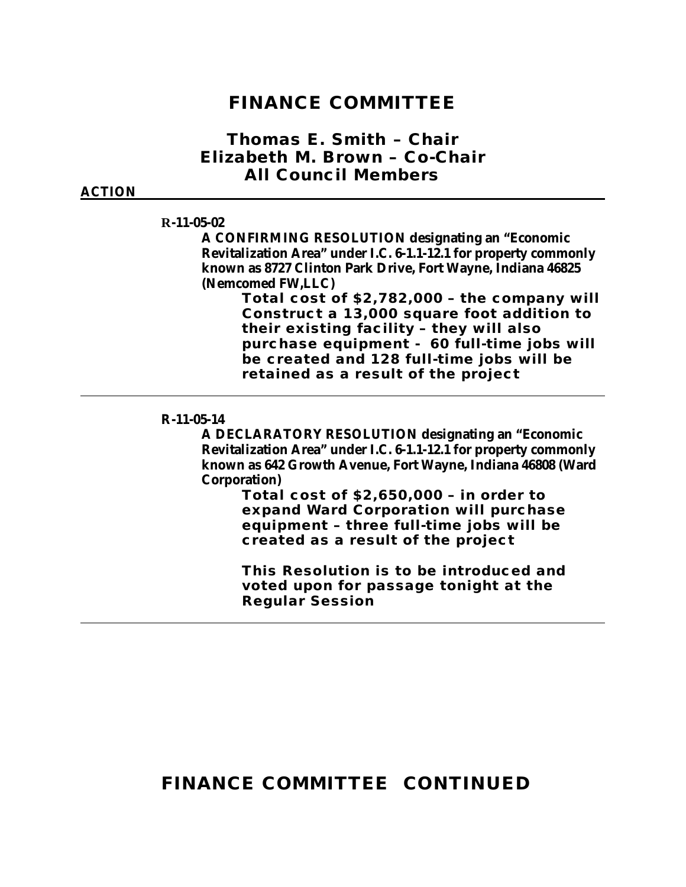# FINANCE COMMITTEE

## Thomas E. Smith – Chair
## Elizabeth M. Brown – Co-Chair
## All Council Members

**ACTION**

---

**R-11-05-02**

**A CONFIRMING RESOLUTION designating an "Economic Revitalization Area" under I.C. 6-1.1-12.1 for property commonly known as 8727 Clinton Park Drive, Fort Wayne, Indiana 46825 (Nemcomed FW,LLC)**

**Total cost of $2,782,000 – the company will Construct a 13,000 square foot addition to their existing facility – they will also purchase equipment - 60 full-time jobs will be created and 128 full-time jobs will be retained as a result of the project**

---

**R-11-05-14**

**A DECLARATORY RESOLUTION designating an "Economic Revitalization Area" under I.C. 6-1.1-12.1 for property commonly known as 642 Growth Avenue, Fort Wayne, Indiana 46808 (Ward Corporation)**

**Total cost of $2,650,000 – in order to expand Ward Corporation will purchase equipment – three full-time jobs will be created as a result of the project**

**This Resolution is to be introduced and voted upon for passage tonight at the Regular Session**

---

# FINANCE COMMITTEE CONTINUED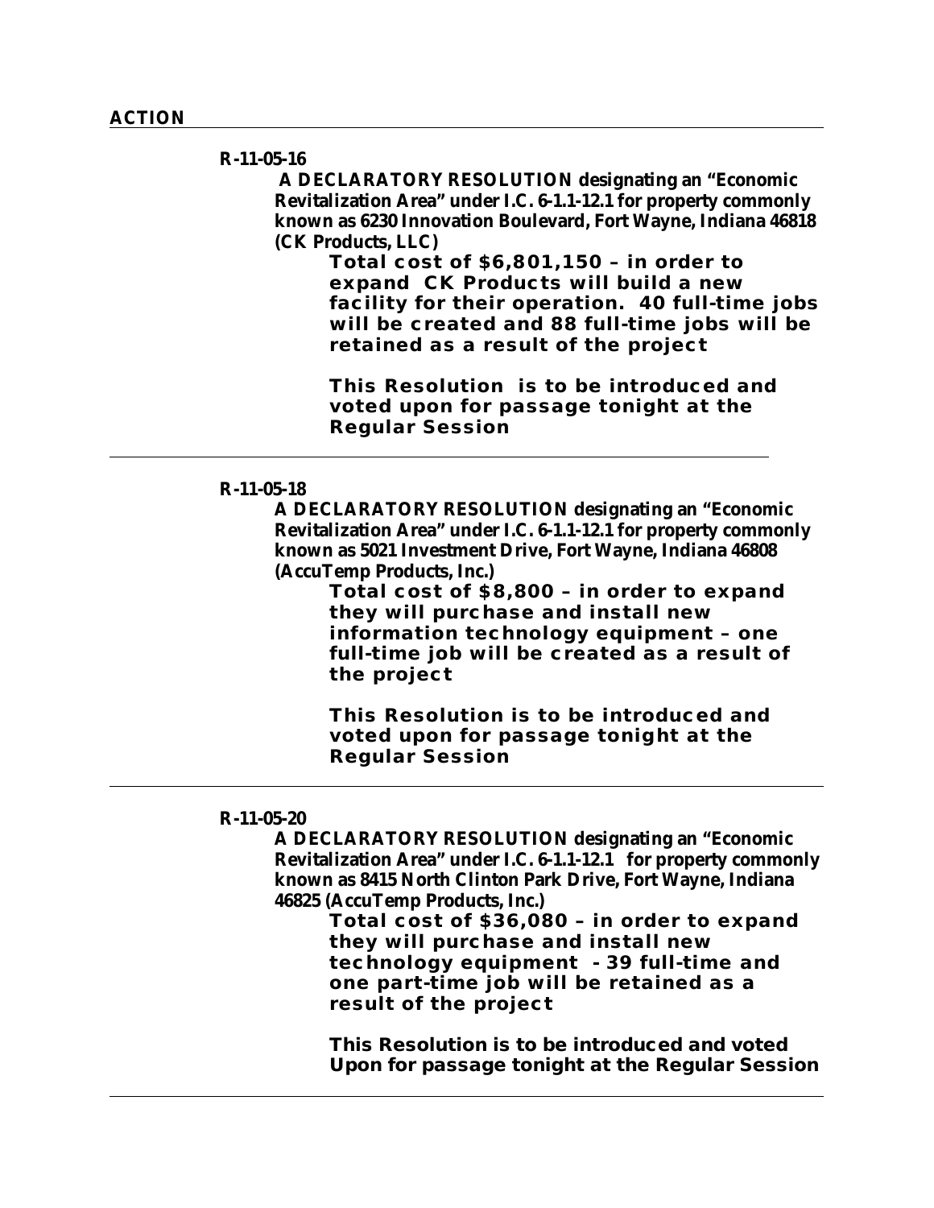**ACTION**

---

**R-11-05-16**

**A DECLARATORY RESOLUTION designating an "Economic Revitalization Area" under I.C. 6-1.1-12.1 for property commonly known as 6230 Innovation Boulevard, Fort Wayne, Indiana 46818 (CK Products, LLC)**

**Total cost of $6,801,150 – in order to expand CK Products will build a new facility for their operation. 40 full-time jobs will be created and 88 full-time jobs will be retained as a result of the project**

**This Resolution is to be introduced and voted upon for passage tonight at the Regular Session**

---

**R-11-05-18**

**A DECLARATORY RESOLUTION designating an "Economic Revitalization Area" under I.C. 6-1.1-12.1 for property commonly known as 5021 Investment Drive, Fort Wayne, Indiana 46808 (AccuTemp Products, Inc.)**

**Total cost of $8,800 – in order to expand they will purchase and install new information technology equipment – one full-time job will be created as a result of the project**

**This Resolution is to be introduced and voted upon for passage tonight at the Regular Session**

---

**R-11-05-20**

**A DECLARATORY RESOLUTION designating an "Economic Revitalization Area" under I.C. 6-1.1-12.1 for property commonly known as 8415 North Clinton Park Drive, Fort Wayne, Indiana 46825 (AccuTemp Products, Inc.)**

**Total cost of $36,080 – in order to expand they will purchase and install new technology equipment - 39 full-time and one part-time job will be retained as a result of the project**

**This Resolution is to be introduced and voted Upon for passage tonight at the Regular Session**

---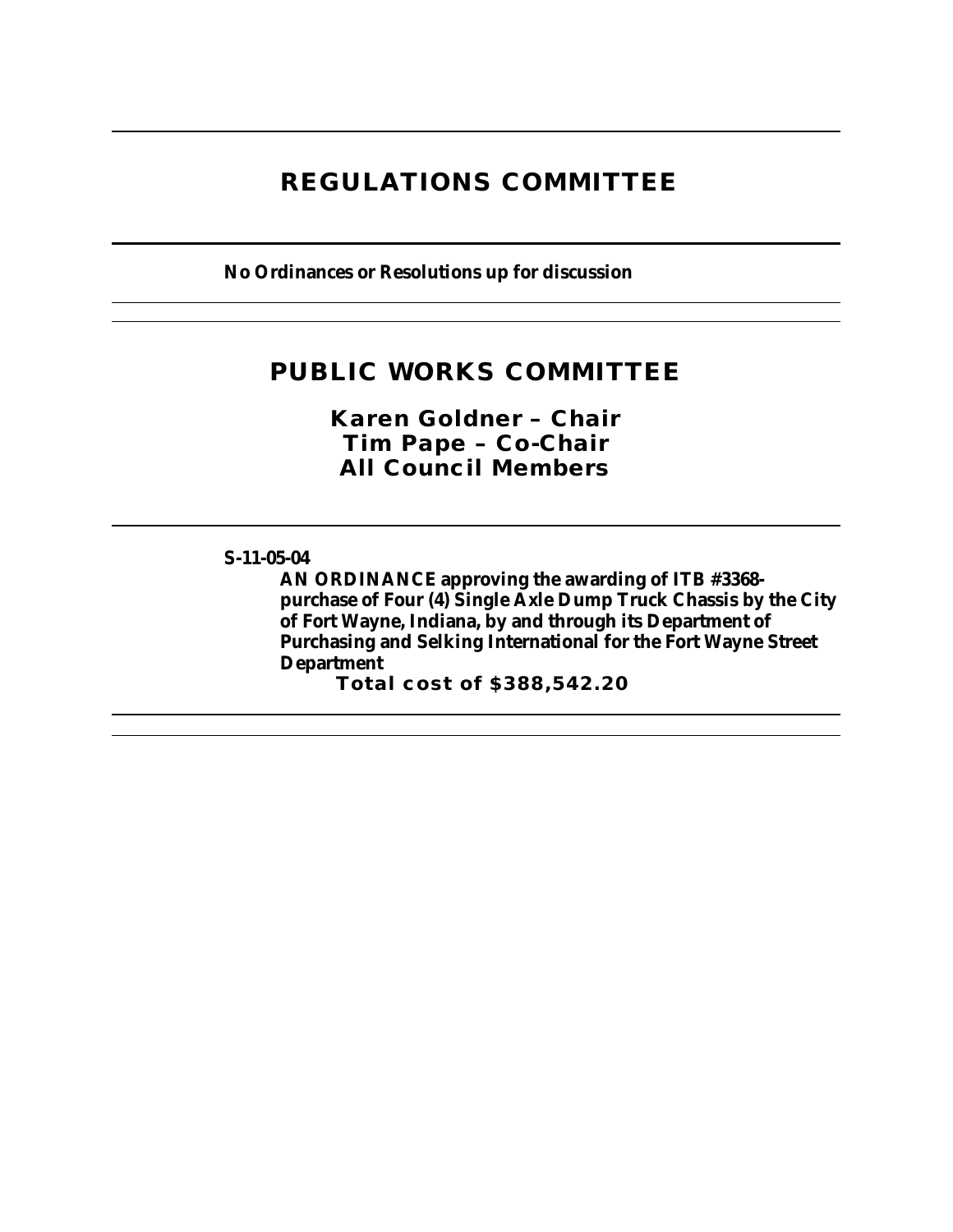# REGULATIONS COMMITTEE

**No Ordinances or Resolutions up for discussion**

# PUBLIC WORKS COMMITTEE

**Karen Goldner – Chair**
**Tim Pape – Co-Chair**
**All Council Members**

**S-11-05-04**

**AN ORDINANCE approving the awarding of ITB #3368- purchase of Four (4) Single Axle Dump Truck Chassis by the City of Fort Wayne, Indiana, by and through its Department of Purchasing and Selking International for the Fort Wayne Street Department**

**Total cost of $388,542.20**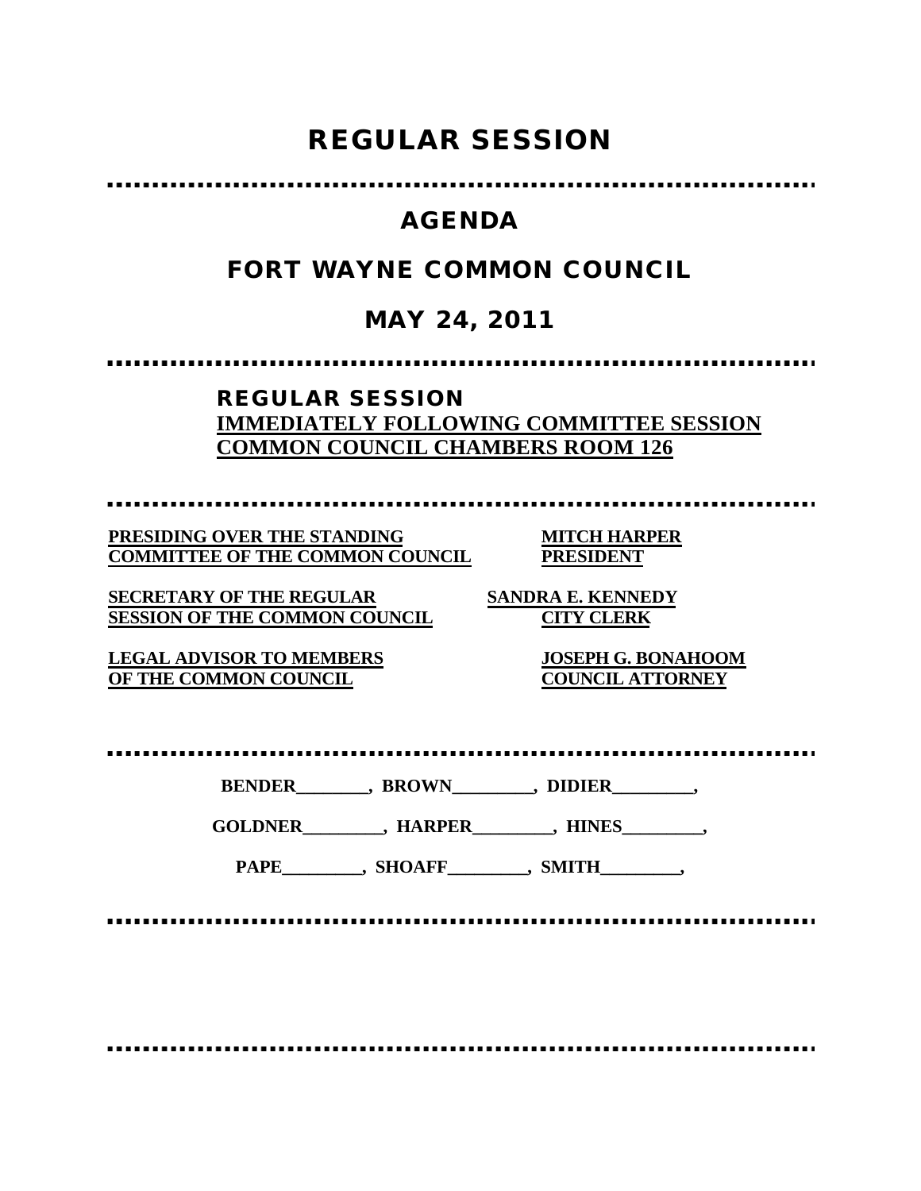# REGULAR SESSION

## AGENDA

## FORT WAYNE COMMON COUNCIL

## MAY 24, 2011

### REGULAR SESSION

**IMMEDIATELY FOLLOWING COMMITTEE SESSION**
**COMMON COUNCIL CHAMBERS ROOM 126**

| | |
|---|---|
| **PRESIDING OVER THE STANDING COMMITTEE OF THE COMMON COUNCIL** | **MITCH HARPER PRESIDENT** |
| **SECRETARY OF THE REGULAR SESSION OF THE COMMON COUNCIL** | **SANDRA E. KENNEDY CITY CLERK** |
| **LEGAL ADVISOR TO MEMBERS OF THE COMMON COUNCIL** | **JOSEPH G. BONAHOOM COUNCIL ATTORNEY** |

**BENDER________, BROWN_________, DIDIER_________,**

**GOLDNER_________, HARPER_________, HINES_________,**

**PAPE_________, SHOAFF_________, SMITH_________,**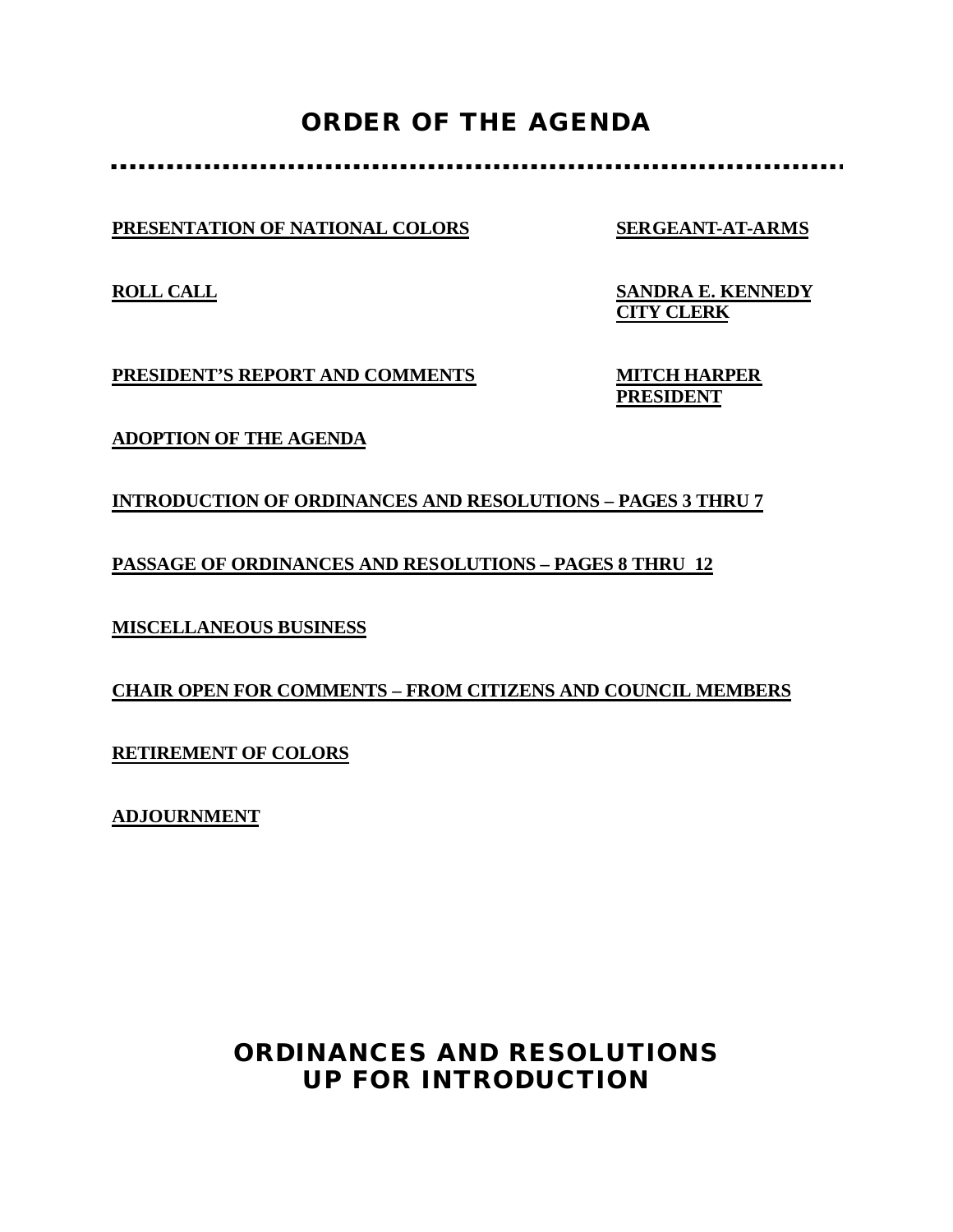# ORDER OF THE AGENDA

---

**PRESENTATION OF NATIONAL COLORS** — **SERGEANT-AT-ARMS**

**ROLL CALL** — **SANDRA E. KENNEDY**
**CITY CLERK**

**PRESIDENT'S REPORT AND COMMENTS** — **MITCH HARPER**
**PRESIDENT**

**ADOPTION OF THE AGENDA**

**INTRODUCTION OF ORDINANCES AND RESOLUTIONS – PAGES 3 THRU 7**

**PASSAGE OF ORDINANCES AND RESOLUTIONS – PAGES 8 THRU 12**

**MISCELLANEOUS BUSINESS**

**CHAIR OPEN FOR COMMENTS – FROM CITIZENS AND COUNCIL MEMBERS**

**RETIREMENT OF COLORS**

**ADJOURNMENT**

# ORDINANCES AND RESOLUTIONS UP FOR INTRODUCTION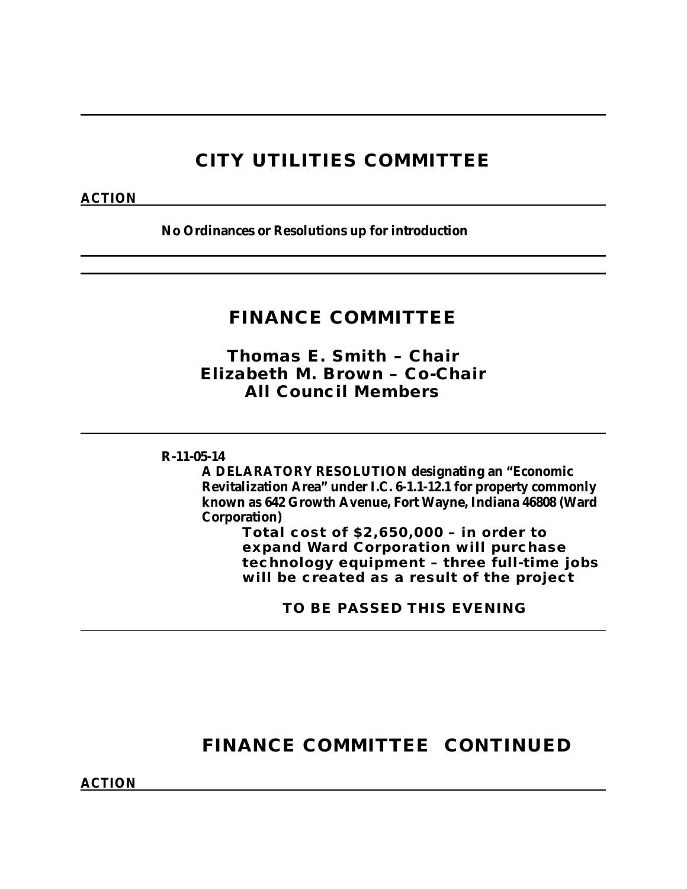## CITY UTILITIES COMMITTEE

**ACTION**

**No Ordinances or Resolutions up for introduction**

---

## FINANCE COMMITTEE

### Thomas E. Smith – Chair
### Elizabeth M. Brown – Co-Chair
### All Council Members

---

**R-11-05-14**

**A DELARATORY RESOLUTION designating an "Economic Revitalization Area" under I.C. 6-1.1-12.1 for property commonly known as 642 Growth Avenue, Fort Wayne, Indiana 46808 (Ward Corporation)**

**Total cost of $2,650,000 – in order to expand Ward Corporation will purchase technology equipment – three full-time jobs will be created as a result of the project**

**TO BE PASSED THIS EVENING**

---

## FINANCE COMMITTEE CONTINUED

**ACTION**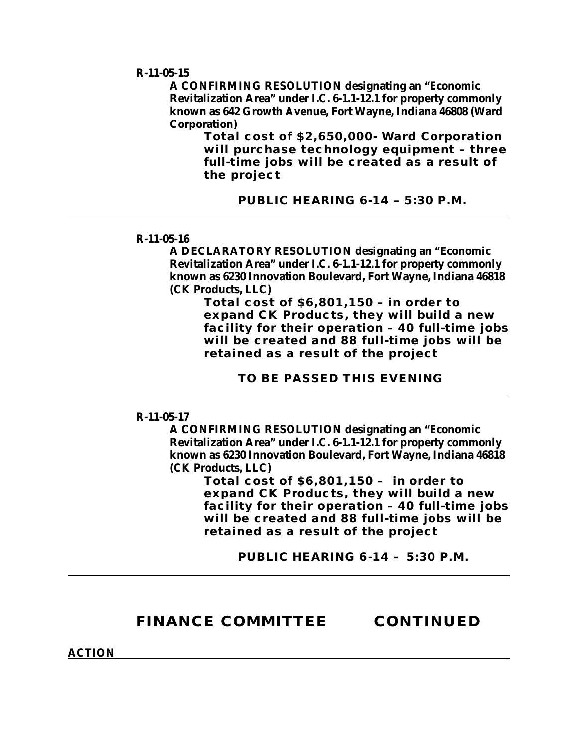**R-11-05-15**

**A CONFIRMING RESOLUTION designating an "Economic Revitalization Area" under I.C. 6-1.1-12.1 for property commonly known as 642 Growth Avenue, Fort Wayne, Indiana 46808 (Ward Corporation)**

**Total cost of $2,650,000- Ward Corporation will purchase technology equipment – three full-time jobs will be created as a result of the project**

**PUBLIC HEARING 6-14 – 5:30 P.M.**

---

**R-11-05-16**

**A DECLARATORY RESOLUTION designating an "Economic Revitalization Area" under I.C. 6-1.1-12.1 for property commonly known as 6230 Innovation Boulevard, Fort Wayne, Indiana 46818 (CK Products, LLC)**

**Total cost of $6,801,150 – in order to expand CK Products, they will build a new facility for their operation – 40 full-time jobs will be created and 88 full-time jobs will be retained as a result of the project**

**TO BE PASSED THIS EVENING**

---

**R-11-05-17**

**A CONFIRMING RESOLUTION designating an "Economic Revitalization Area" under I.C. 6-1.1-12.1 for property commonly known as 6230 Innovation Boulevard, Fort Wayne, Indiana 46818 (CK Products, LLC)**

**Total cost of $6,801,150 – in order to expand CK Products, they will build a new facility for their operation – 40 full-time jobs will be created and 88 full-time jobs will be retained as a result of the project**

**PUBLIC HEARING 6-14 - 5:30 P.M.**

---

## FINANCE COMMITTEE CONTINUED

**ACTION**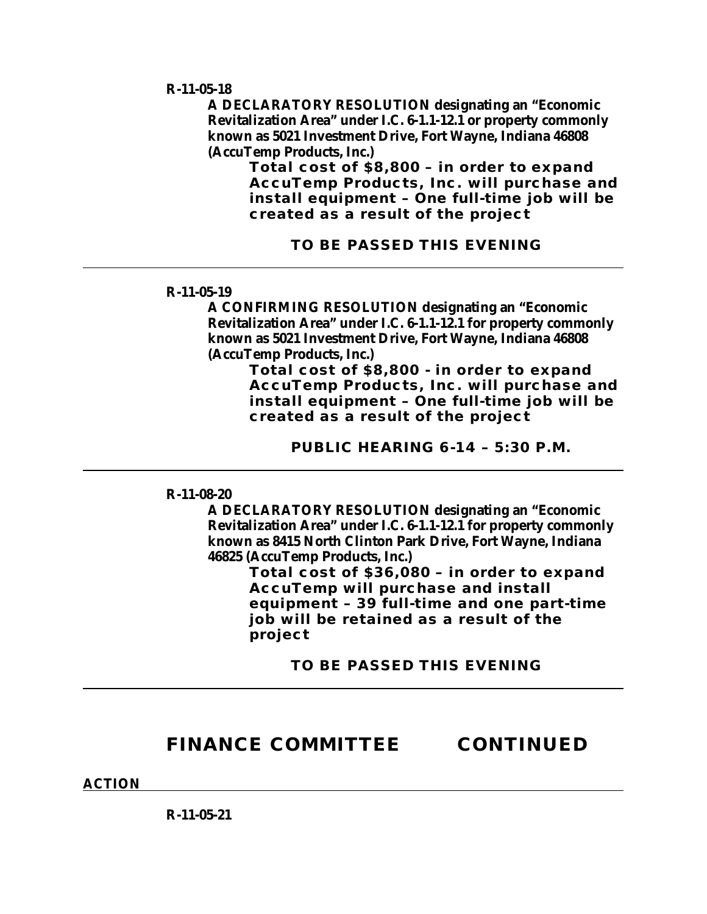**R-11-05-18**

**A DECLARATORY RESOLUTION designating an "Economic Revitalization Area" under I.C. 6-1.1-12.1 or property commonly known as 5021 Investment Drive, Fort Wayne, Indiana 46808 (AccuTemp Products, Inc.)**

**Total cost of $8,800 – in order to expand AccuTemp Products, Inc. will purchase and install equipment – One full-time job will be created as a result of the project**

**TO BE PASSED THIS EVENING**

---

**R-11-05-19**

**A CONFIRMING RESOLUTION designating an "Economic Revitalization Area" under I.C. 6-1.1-12.1 for property commonly known as 5021 Investment Drive, Fort Wayne, Indiana 46808 (AccuTemp Products, Inc.)**

**Total cost of $8,800 - in order to expand AccuTemp Products, Inc. will purchase and install equipment – One full-time job will be created as a result of the project**

**PUBLIC HEARING 6-14 – 5:30 P.M.**

---

**R-11-08-20**

**A DECLARATORY RESOLUTION designating an "Economic Revitalization Area" under I.C. 6-1.1-12.1 for property commonly known as 8415 North Clinton Park Drive, Fort Wayne, Indiana 46825 (AccuTemp Products, Inc.)**

**Total cost of $36,080 – in order to expand AccuTemp will purchase and install equipment – 39 full-time and one part-time job will be retained as a result of the project**

**TO BE PASSED THIS EVENING**

---

## FINANCE COMMITTEE CONTINUED

**ACTION**

**R-11-05-21**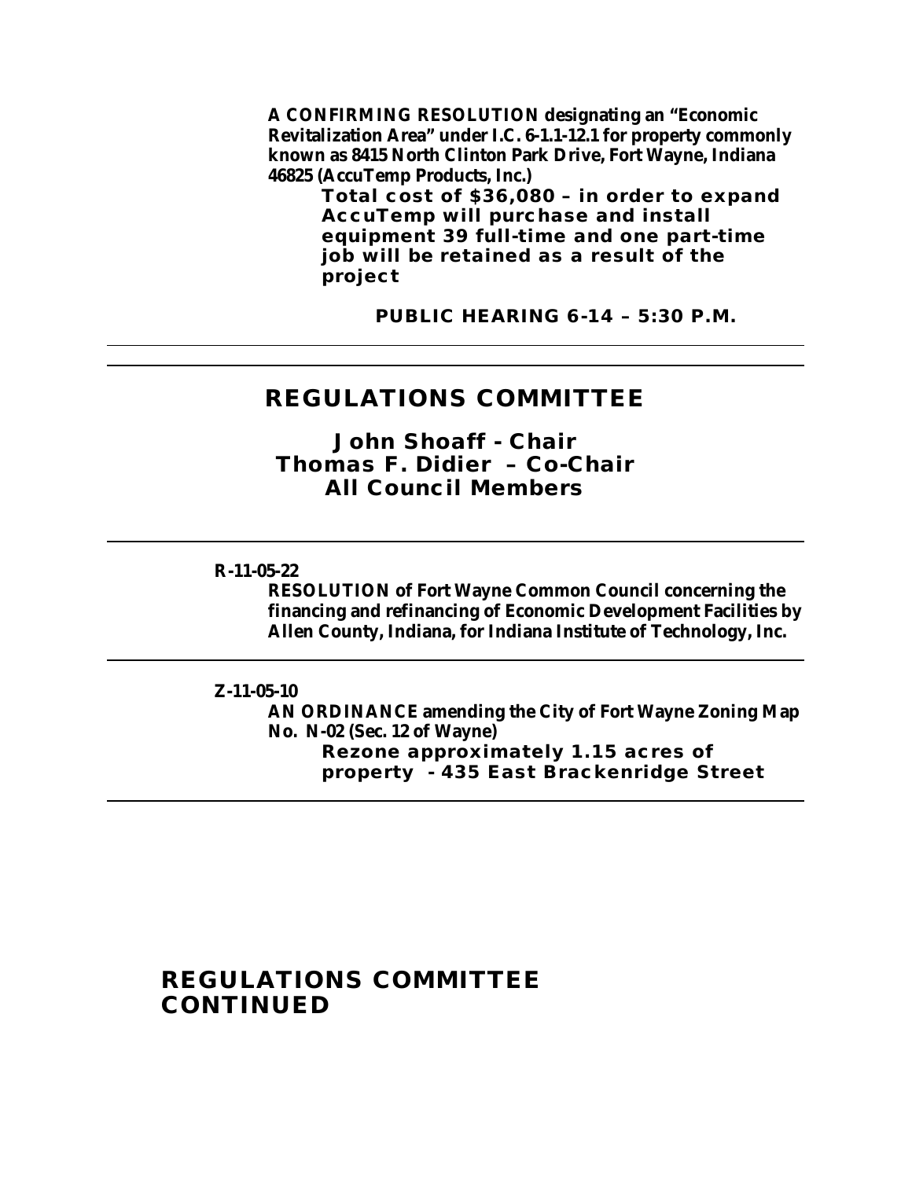**A CONFIRMING RESOLUTION designating an "Economic Revitalization Area" under I.C. 6-1.1-12.1 for property commonly known as 8415 North Clinton Park Drive, Fort Wayne, Indiana 46825 (AccuTemp Products, Inc.)**

**Total cost of $36,080 – in order to expand AccuTemp will purchase and install equipment 39 full-time and one part-time job will be retained as a result of the project**

**PUBLIC HEARING 6-14 – 5:30 P.M.**

---

## REGULATIONS COMMITTEE

**John Shoaff - Chair**
**Thomas F. Didier – Co-Chair**
**All Council Members**

---

**R-11-05-22**

**RESOLUTION of Fort Wayne Common Council concerning the financing and refinancing of Economic Development Facilities by Allen County, Indiana, for Indiana Institute of Technology, Inc.**

---

**Z-11-05-10**

**AN ORDINANCE amending the City of Fort Wayne Zoning Map No. N-02 (Sec. 12 of Wayne)**

**Rezone approximately 1.15 acres of property - 435 East Brackenridge Street**

---

## REGULATIONS COMMITTEE CONTINUED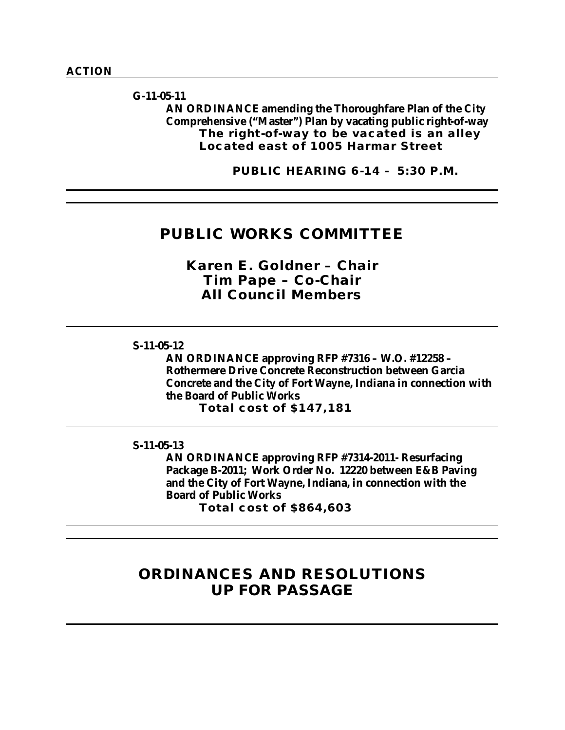**ACTION**

---

**G-11-05-11**

**AN ORDINANCE amending the Thoroughfare Plan of the City Comprehensive ("Master") Plan by vacating public right-of-way**

**The right-of-way to be vacated is an alley Located east of 1005 Harmar Street**

**PUBLIC HEARING 6-14 - 5:30 P.M.**

---

## PUBLIC WORKS COMMITTEE

**Karen E. Goldner – Chair**
**Tim Pape – Co-Chair**
**All Council Members**

---

**S-11-05-12**

**AN ORDINANCE approving RFP #7316 – W.O. #12258 – Rothermere Drive Concrete Reconstruction between Garcia Concrete and the City of Fort Wayne, Indiana in connection with the Board of Public Works**

**Total cost of $147,181**

---

**S-11-05-13**

**AN ORDINANCE approving RFP #7314-2011- Resurfacing Package B-2011; Work Order No. 12220 between E&B Paving and the City of Fort Wayne, Indiana, in connection with the Board of Public Works**

**Total cost of $864,603**

---

## ORDINANCES AND RESOLUTIONS UP FOR PASSAGE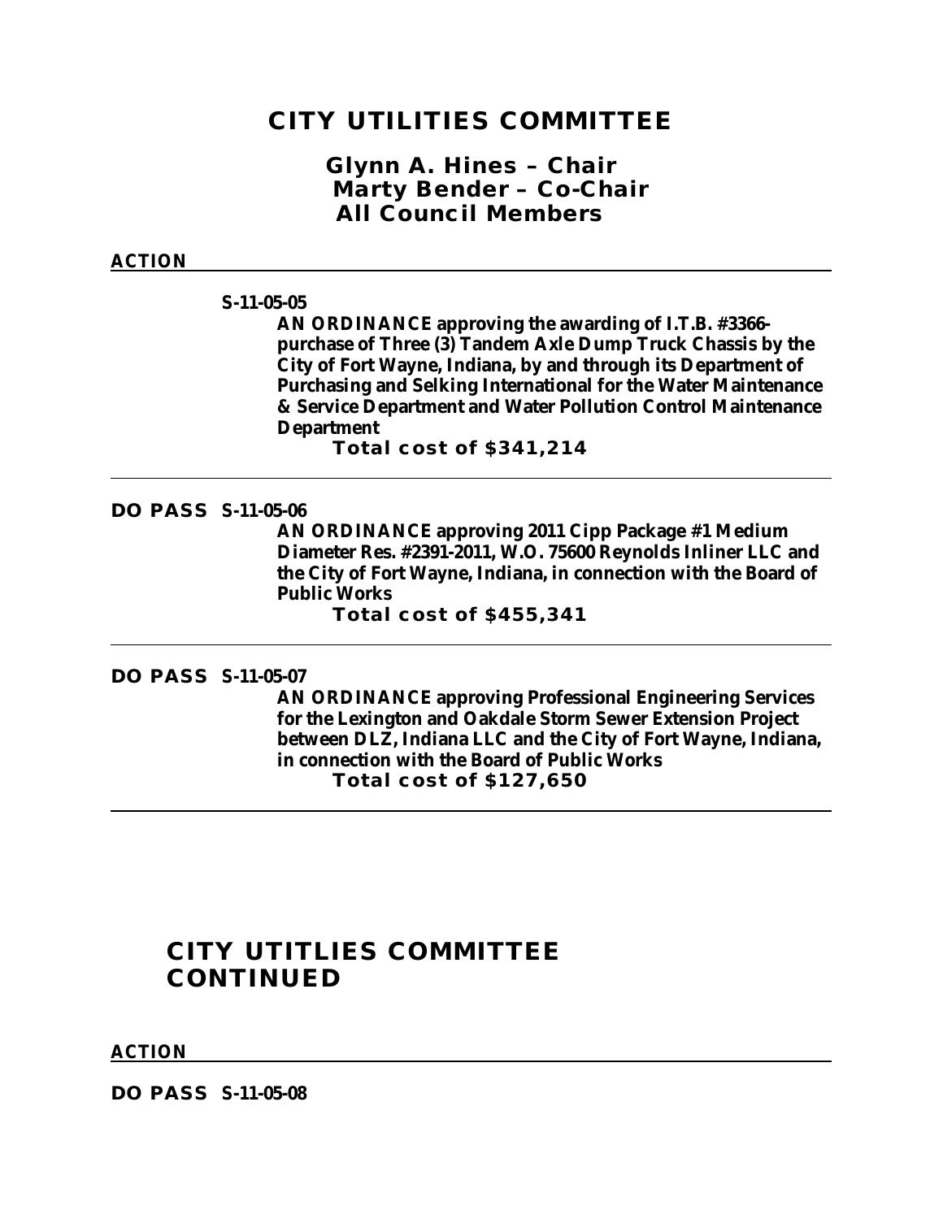# CITY UTILITIES COMMITTEE

**Glynn A. Hines – Chair**
**Marty Bender – Co-Chair**
**All Council Members**

**ACTION**

---

**S-11-05-05**

**AN ORDINANCE approving the awarding of I.T.B. #3366-purchase of Three (3) Tandem Axle Dump Truck Chassis by the City of Fort Wayne, Indiana, by and through its Department of Purchasing and Selking International for the Water Maintenance & Service Department and Water Pollution Control Maintenance Department**

**Total cost of $341,214**

---

**DO PASS S-11-05-06**

**AN ORDINANCE approving 2011 Cipp Package #1 Medium Diameter Res. #2391-2011, W.O. 75600 Reynolds Inliner LLC and the City of Fort Wayne, Indiana, in connection with the Board of Public Works**

**Total cost of $455,341**

---

**DO PASS S-11-05-07**

**AN ORDINANCE approving Professional Engineering Services for the Lexington and Oakdale Storm Sewer Extension Project between DLZ, Indiana LLC and the City of Fort Wayne, Indiana, in connection with the Board of Public Works**

**Total cost of $127,650**

---

# CITY UTITLIES COMMITTEE CONTINUED

**ACTION**

---

**DO PASS S-11-05-08**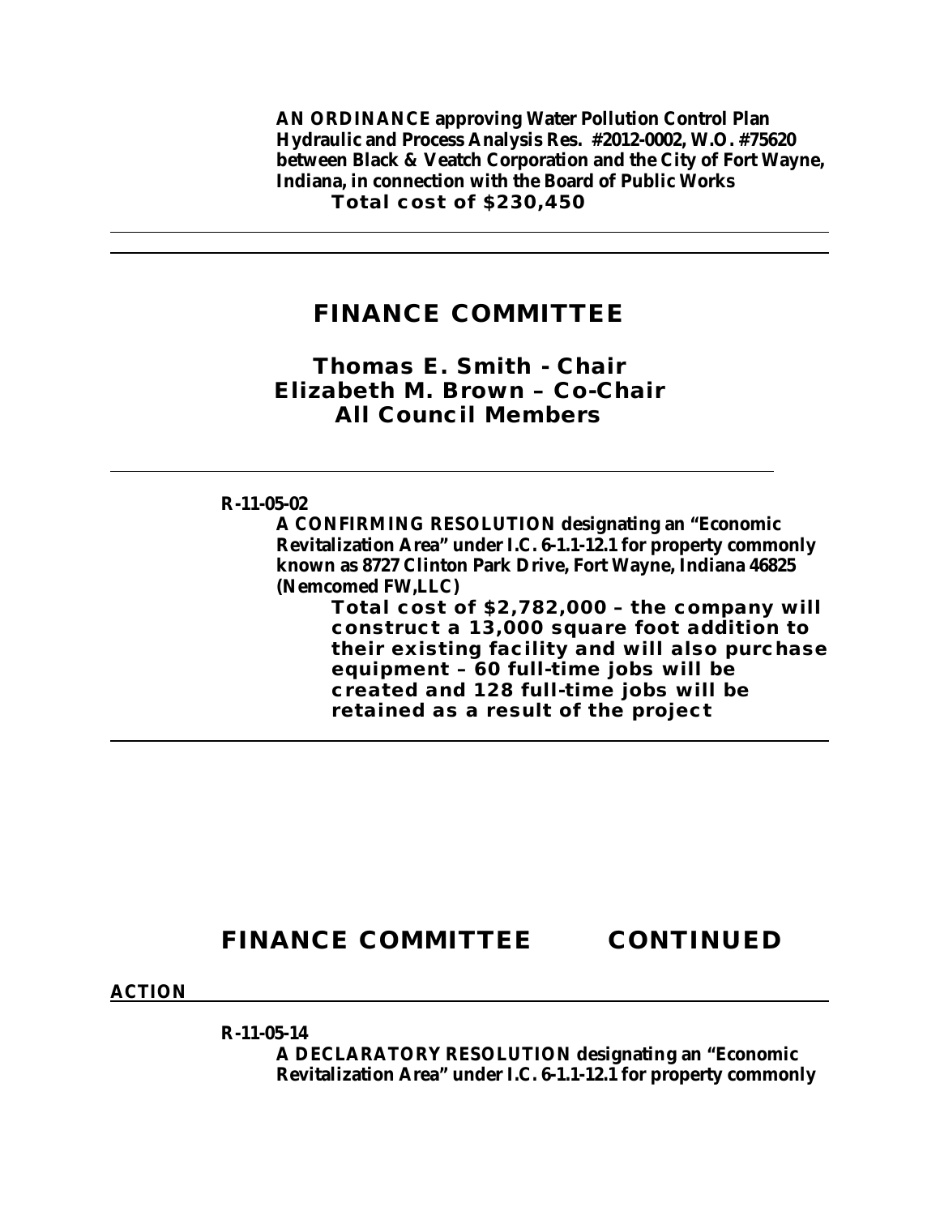**AN ORDINANCE approving Water Pollution Control Plan Hydraulic and Process Analysis Res. #2012-0002, W.O. #75620 between Black & Veatch Corporation and the City of Fort Wayne, Indiana, in connection with the Board of Public Works**

**Total cost of $230,450**

---

---

## FINANCE COMMITTEE

### Thomas E. Smith - Chair
### Elizabeth M. Brown – Co-Chair
### All Council Members

---

**R-11-05-02**

**A CONFIRMING RESOLUTION designating an "Economic Revitalization Area" under I.C. 6-1.1-12.1 for property commonly known as 8727 Clinton Park Drive, Fort Wayne, Indiana 46825 (Nemcomed FW,LLC)**

**Total cost of $2,782,000 – the company will construct a 13,000 square foot addition to their existing facility and will also purchase equipment – 60 full-time jobs will be created and 128 full-time jobs will be retained as a result of the project**

---

## FINANCE COMMITTEE CONTINUED

**ACTION**

---

**R-11-05-14**

**A DECLARATORY RESOLUTION designating an "Economic Revitalization Area" under I.C. 6-1.1-12.1 for property commonly**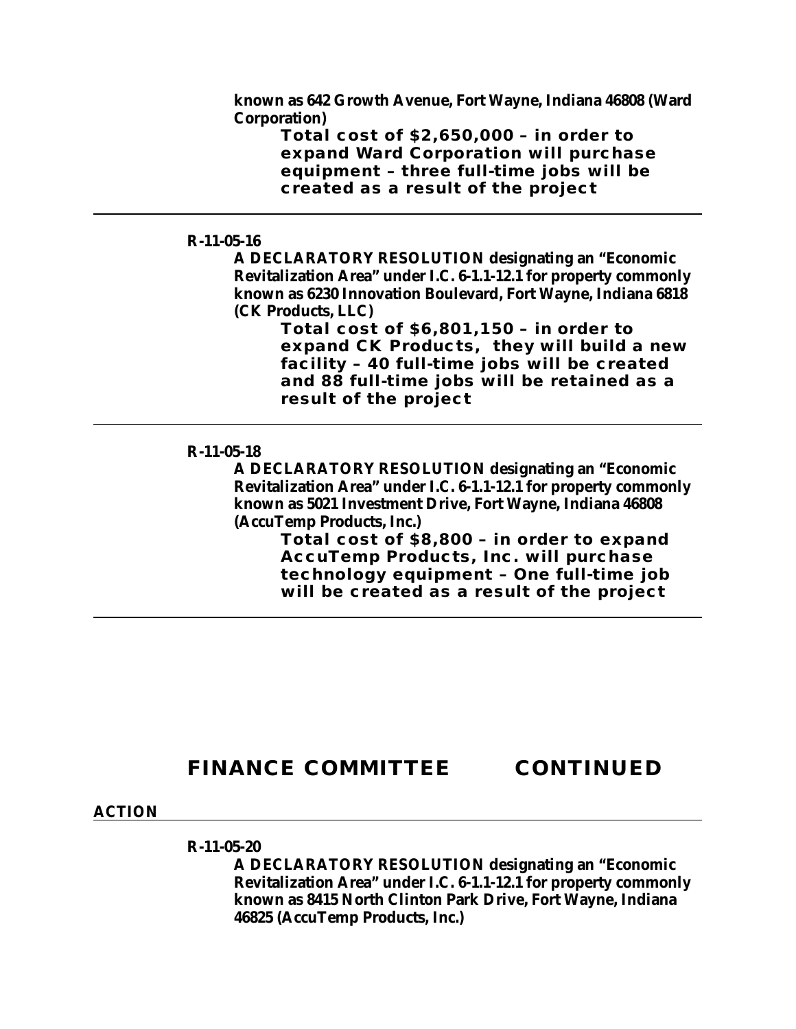**known as 642 Growth Avenue, Fort Wayne, Indiana 46808 (Ward Corporation)**

**Total cost of $2,650,000 – in order to expand Ward Corporation will purchase equipment – three full-time jobs will be created as a result of the project**

---

**R-11-05-16**

**A DECLARATORY RESOLUTION designating an "Economic Revitalization Area" under I.C. 6-1.1-12.1 for property commonly known as 6230 Innovation Boulevard, Fort Wayne, Indiana 6818 (CK Products, LLC)**

**Total cost of $6,801,150 – in order to expand CK Products, they will build a new facility – 40 full-time jobs will be created and 88 full-time jobs will be retained as a result of the project**

---

**R-11-05-18**

**A DECLARATORY RESOLUTION designating an "Economic Revitalization Area" under I.C. 6-1.1-12.1 for property commonly known as 5021 Investment Drive, Fort Wayne, Indiana 46808 (AccuTemp Products, Inc.)**

**Total cost of $8,800 – in order to expand AccuTemp Products, Inc. will purchase technology equipment – One full-time job will be created as a result of the project**

---

## FINANCE COMMITTEE CONTINUED

**ACTION**

**R-11-05-20**

**A DECLARATORY RESOLUTION designating an "Economic Revitalization Area" under I.C. 6-1.1-12.1 for property commonly known as 8415 North Clinton Park Drive, Fort Wayne, Indiana 46825 (AccuTemp Products, Inc.)**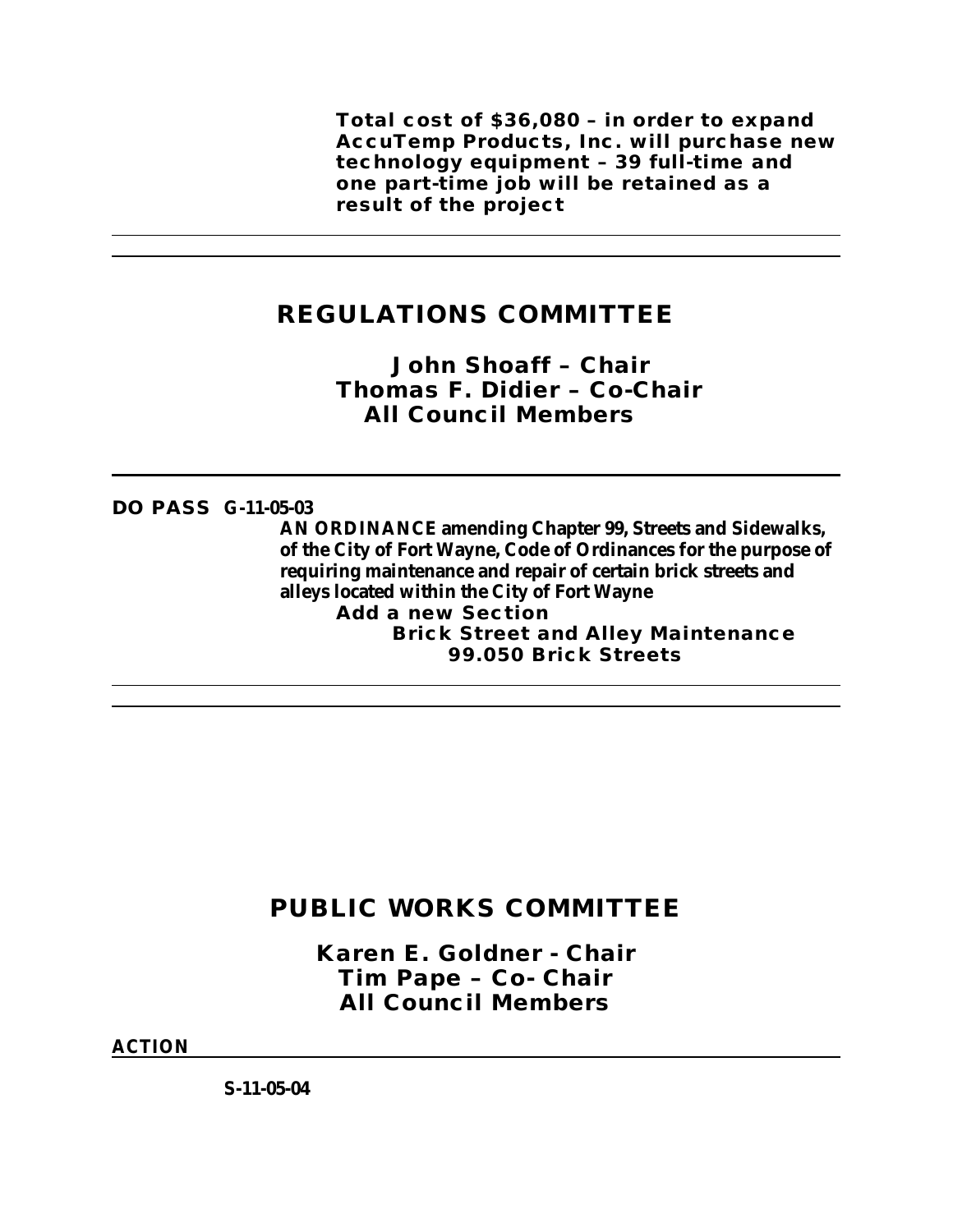**Total cost of $36,080 – in order to expand AccuTemp Products, Inc. will purchase new technology equipment – 39 full-time and one part-time job will be retained as a result of the project**

---

## REGULATIONS COMMITTEE

**John Shoaff – Chair**
**Thomas F. Didier – Co-Chair**
**All Council Members**

---

**DO PASS G-11-05-03**

**AN ORDINANCE amending Chapter 99, Streets and Sidewalks, of the City of Fort Wayne, Code of Ordinances for the purpose of requiring maintenance and repair of certain brick streets and alleys located within the City of Fort Wayne**

**Add a new Section**

**Brick Street and Alley Maintenance**

**99.050 Brick Streets**

---

## PUBLIC WORKS COMMITTEE

**Karen E. Goldner - Chair**
**Tim Pape – Co- Chair**
**All Council Members**

**ACTION**

---

**S-11-05-04**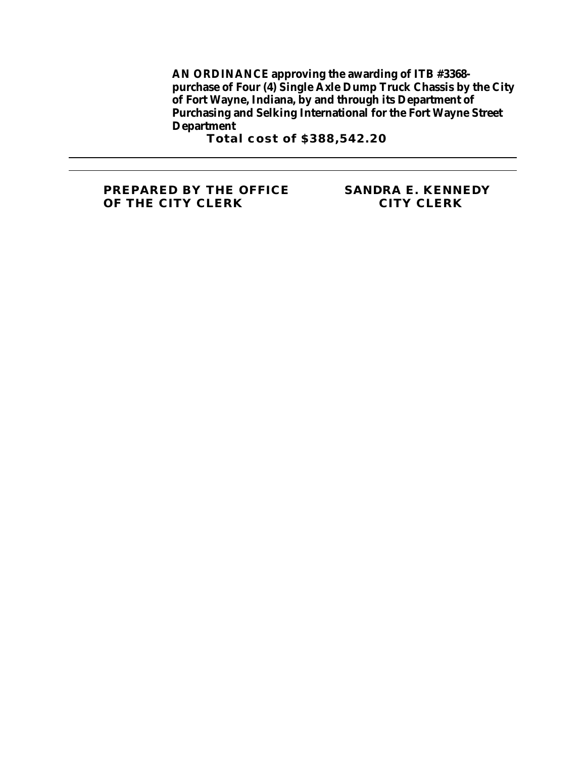**AN ORDINANCE approving the awarding of ITB #3368- purchase of Four (4) Single Axle Dump Truck Chassis by the City of Fort Wayne, Indiana, by and through its Department of Purchasing and Selking International for the Fort Wayne Street Department**

**Total cost of $388,542.20**

---

---

**PREPARED BY THE OFFICE OF THE CITY CLERK**

**SANDRA E. KENNEDY CITY CLERK**